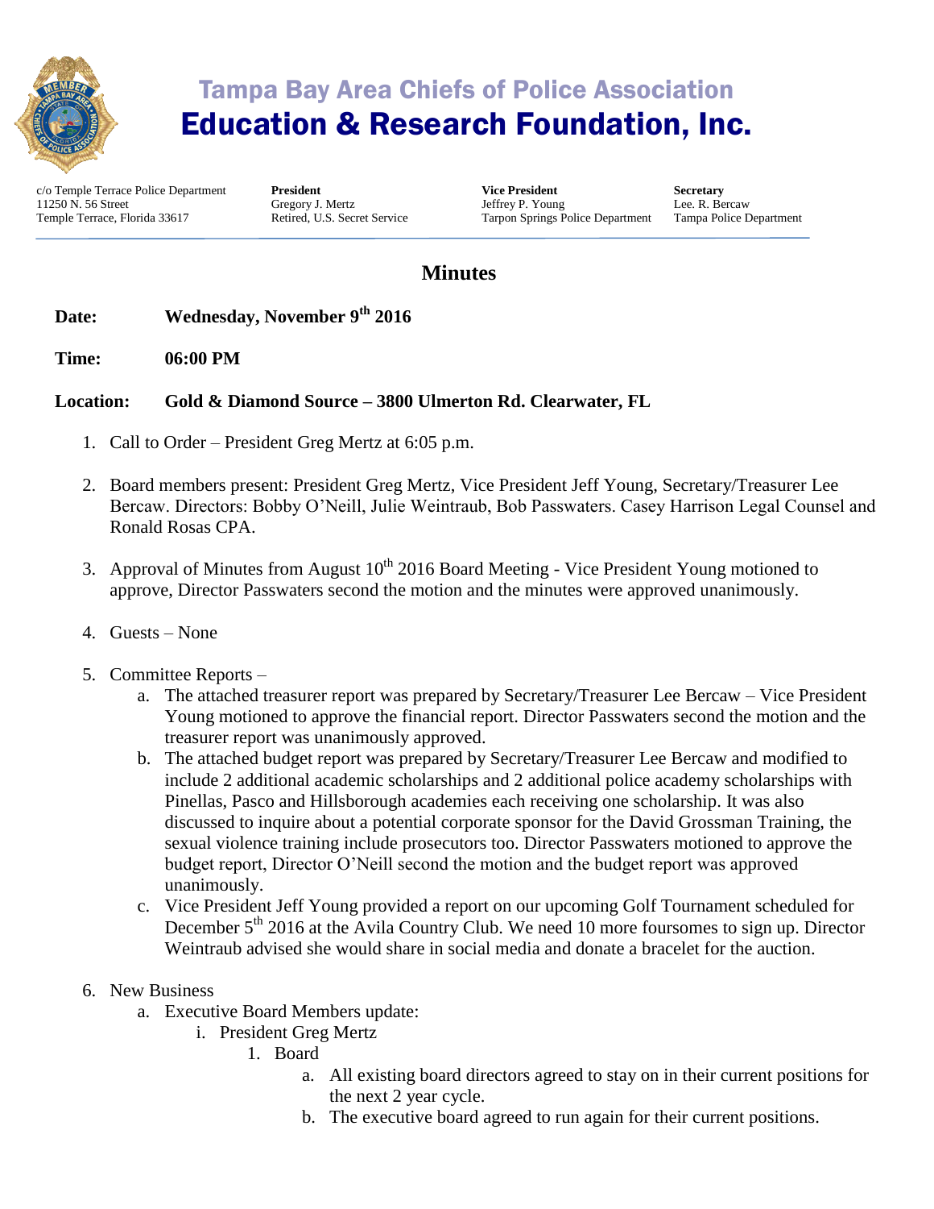# Tampa Bay Area Chiefs of Police Association
# Education & Research Foundation, Inc.

c/o Temple Terrace Police Department
11250 N. 56 Street
Temple Terrace, Florida 33617

**President**
Gregory J. Mertz
Retired, U.S. Secret Service

**Vice President**
Jeffrey P. Young
Tarpon Springs Police Department

**Secretary**
Lee. R. Bercaw
Tampa Police Department

## Minutes

**Date:** **Wednesday, November 9th 2016**

**Time:** **06:00 PM**

**Location:** **Gold & Diamond Source – 3800 Ulmerton Rd. Clearwater, FL**

1. Call to Order – President Greg Mertz at 6:05 p.m.

2. Board members present: President Greg Mertz, Vice President Jeff Young, Secretary/Treasurer Lee Bercaw. Directors: Bobby O'Neill, Julie Weintraub, Bob Passwaters. Casey Harrison Legal Counsel and Ronald Rosas CPA.

3. Approval of Minutes from August 10th 2016 Board Meeting - Vice President Young motioned to approve, Director Passwaters second the motion and the minutes were approved unanimously.

4. Guests – None

5. Committee Reports –
   a. The attached treasurer report was prepared by Secretary/Treasurer Lee Bercaw – Vice President Young motioned to approve the financial report. Director Passwaters second the motion and the treasurer report was unanimously approved.
   b. The attached budget report was prepared by Secretary/Treasurer Lee Bercaw and modified to include 2 additional academic scholarships and 2 additional police academy scholarships with Pinellas, Pasco and Hillsborough academies each receiving one scholarship. It was also discussed to inquire about a potential corporate sponsor for the David Grossman Training, the sexual violence training include prosecutors too. Director Passwaters motioned to approve the budget report, Director O'Neill second the motion and the budget report was approved unanimously.
   c. Vice President Jeff Young provided a report on our upcoming Golf Tournament scheduled for December 5th 2016 at the Avila Country Club. We need 10 more foursomes to sign up. Director Weintraub advised she would share in social media and donate a bracelet for the auction.

6. New Business
   a. Executive Board Members update:
      i. President Greg Mertz
         1. Board
            a. All existing board directors agreed to stay on in their current positions for the next 2 year cycle.
            b. The executive board agreed to run again for their current positions.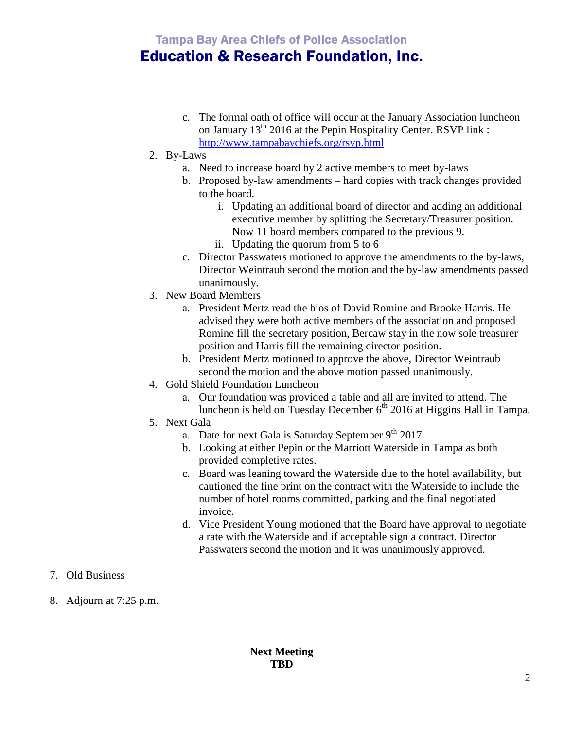Tampa Bay Area Chiefs of Police Association

# Education & Research Foundation, Inc.

   c. The formal oath of office will occur at the January Association luncheon on January 13th 2016 at the Pepin Hospitality Center. RSVP link : http://www.tampabaychiefs.org/rsvp.html

2. By-Laws
   a. Need to increase board by 2 active members to meet by-laws
   b. Proposed by-law amendments – hard copies with track changes provided to the board.
      i. Updating an additional board of director and adding an additional executive member by splitting the Secretary/Treasurer position. Now 11 board members compared to the previous 9.
      ii. Updating the quorum from 5 to 6
   c. Director Passwaters motioned to approve the amendments to the by-laws, Director Weintraub second the motion and the by-law amendments passed unanimously.
3. New Board Members
   a. President Mertz read the bios of David Romine and Brooke Harris. He advised they were both active members of the association and proposed Romine fill the secretary position, Bercaw stay in the now sole treasurer position and Harris fill the remaining director position.
   b. President Mertz motioned to approve the above, Director Weintraub second the motion and the above motion passed unanimously.
4. Gold Shield Foundation Luncheon
   a. Our foundation was provided a table and all are invited to attend. The luncheon is held on Tuesday December 6th 2016 at Higgins Hall in Tampa.
5. Next Gala
   a. Date for next Gala is Saturday September 9th 2017
   b. Looking at either Pepin or the Marriott Waterside in Tampa as both provided completive rates.
   c. Board was leaning toward the Waterside due to the hotel availability, but cautioned the fine print on the contract with the Waterside to include the number of hotel rooms committed, parking and the final negotiated invoice.
   d. Vice President Young motioned that the Board have approval to negotiate a rate with the Waterside and if acceptable sign a contract. Director Passwaters second the motion and it was unanimously approved.

7. Old Business

8. Adjourn at 7:25 p.m.

**Next Meeting**
**TBD**